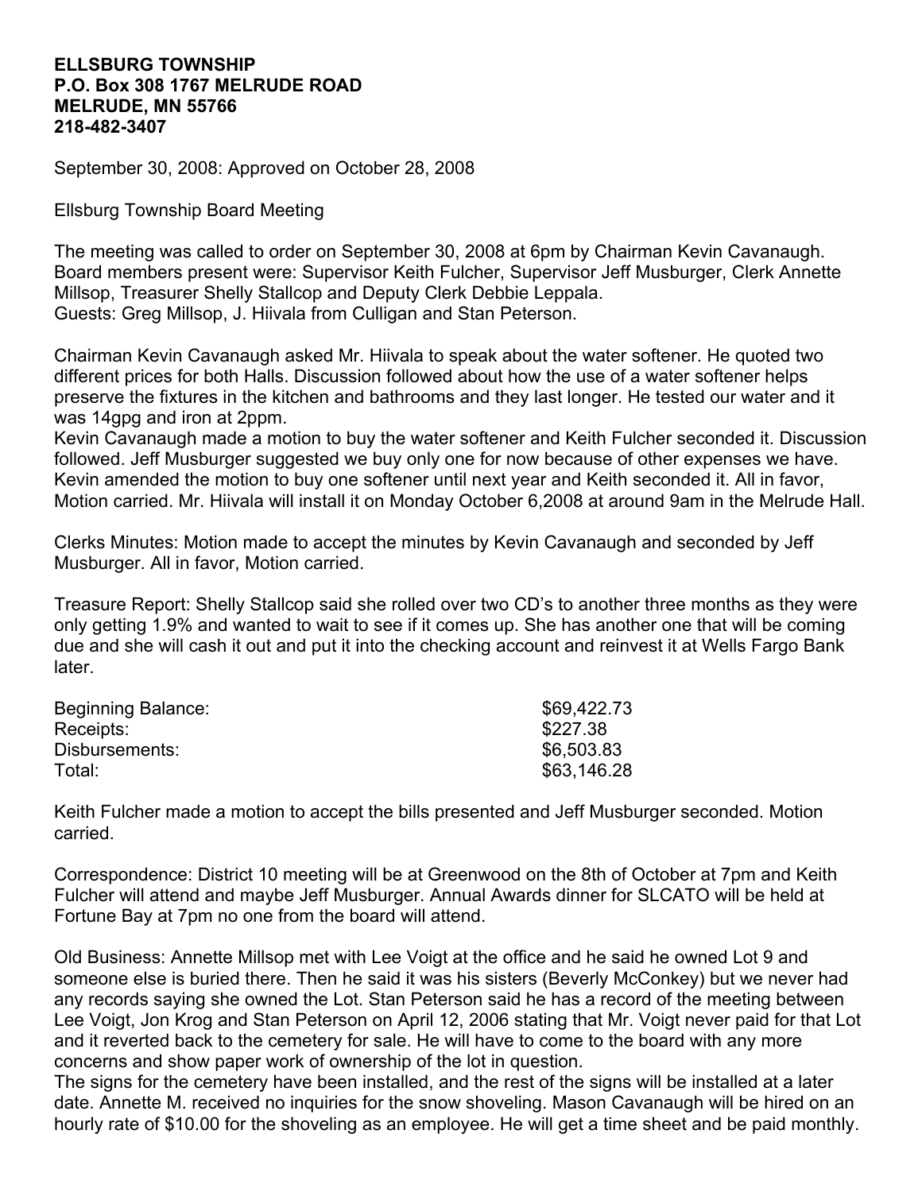**ELLSBURG TOWNSHIP**
**P.O. Box 308 1767 MELRUDE ROAD**
**MELRUDE, MN 55766**
**218-482-3407**

September 30, 2008: Approved on October 28, 2008

Ellsburg Township Board Meeting

The meeting was called to order on September 30, 2008 at 6pm by Chairman Kevin Cavanaugh. Board members present were: Supervisor Keith Fulcher, Supervisor Jeff Musburger, Clerk Annette Millsop, Treasurer Shelly Stallcop and Deputy Clerk Debbie Leppala.
Guests: Greg Millsop, J. Hiivala from Culligan and Stan Peterson.

Chairman Kevin Cavanaugh asked Mr. Hiivala to speak about the water softener. He quoted two different prices for both Halls. Discussion followed about how the use of a water softener helps preserve the fixtures in the kitchen and bathrooms and they last longer. He tested our water and it was 14gpg and iron at 2ppm.
Kevin Cavanaugh made a motion to buy the water softener and Keith Fulcher seconded it. Discussion followed. Jeff Musburger suggested we buy only one for now because of other expenses we have. Kevin amended the motion to buy one softener until next year and Keith seconded it. All in favor, Motion carried. Mr. Hiivala will install it on Monday October 6,2008 at around 9am in the Melrude Hall.

Clerks Minutes: Motion made to accept the minutes by Kevin Cavanaugh and seconded by Jeff Musburger. All in favor, Motion carried.

Treasure Report: Shelly Stallcop said she rolled over two CD's to another three months as they were only getting 1.9% and wanted to wait to see if it comes up. She has another one that will be coming due and she will cash it out and put it into the checking account and reinvest it at Wells Fargo Bank later.

| | |
|---|---|
| Beginning Balance: | $69,422.73 |
| Receipts: | $227.38 |
| Disbursements: | $6,503.83 |
| Total: | $63,146.28 |

Keith Fulcher made a motion to accept the bills presented and Jeff Musburger seconded. Motion carried.

Correspondence: District 10 meeting will be at Greenwood on the 8th of October at 7pm and Keith Fulcher will attend and maybe Jeff Musburger. Annual Awards dinner for SLCATO will be held at Fortune Bay at 7pm no one from the board will attend.

Old Business: Annette Millsop met with Lee Voigt at the office and he said he owned Lot 9 and someone else is buried there. Then he said it was his sisters (Beverly McConkey) but we never had any records saying she owned the Lot. Stan Peterson said he has a record of the meeting between Lee Voigt, Jon Krog and Stan Peterson on April 12, 2006 stating that Mr. Voigt never paid for that Lot and it reverted back to the cemetery for sale. He will have to come to the board with any more concerns and show paper work of ownership of the lot in question.
The signs for the cemetery have been installed, and the rest of the signs will be installed at a later date. Annette M. received no inquiries for the snow shoveling. Mason Cavanaugh will be hired on an hourly rate of $10.00 for the shoveling as an employee. He will get a time sheet and be paid monthly.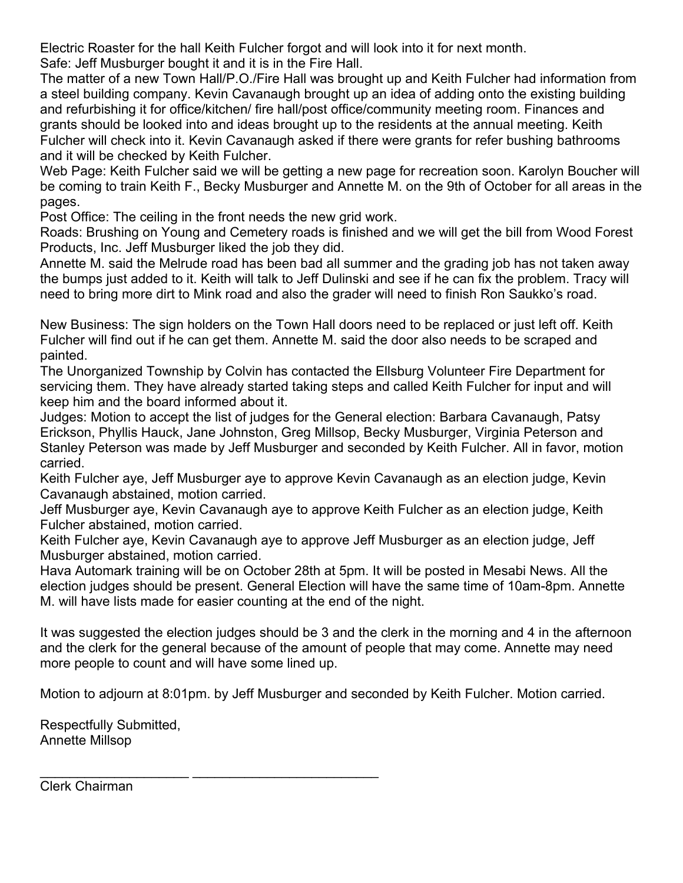Electric Roaster for the hall Keith Fulcher forgot and will look into it for next month.

Safe: Jeff Musburger bought it and it is in the Fire Hall.

The matter of a new Town Hall/P.O./Fire Hall was brought up and Keith Fulcher had information from a steel building company. Kevin Cavanaugh brought up an idea of adding onto the existing building and refurbishing it for office/kitchen/ fire hall/post office/community meeting room. Finances and grants should be looked into and ideas brought up to the residents at the annual meeting. Keith Fulcher will check into it. Kevin Cavanaugh asked if there were grants for refer bushing bathrooms and it will be checked by Keith Fulcher.

Web Page: Keith Fulcher said we will be getting a new page for recreation soon. Karolyn Boucher will be coming to train Keith F., Becky Musburger and Annette M. on the 9th of October for all areas in the pages.

Post Office: The ceiling in the front needs the new grid work.

Roads: Brushing on Young and Cemetery roads is finished and we will get the bill from Wood Forest Products, Inc. Jeff Musburger liked the job they did.

Annette M. said the Melrude road has been bad all summer and the grading job has not taken away the bumps just added to it. Keith will talk to Jeff Dulinski and see if he can fix the problem. Tracy will need to bring more dirt to Mink road and also the grader will need to finish Ron Saukko's road.

New Business: The sign holders on the Town Hall doors need to be replaced or just left off. Keith Fulcher will find out if he can get them. Annette M. said the door also needs to be scraped and painted.

The Unorganized Township by Colvin has contacted the Ellsburg Volunteer Fire Department for servicing them. They have already started taking steps and called Keith Fulcher for input and will keep him and the board informed about it.

Judges: Motion to accept the list of judges for the General election: Barbara Cavanaugh, Patsy Erickson, Phyllis Hauck, Jane Johnston, Greg Millsop, Becky Musburger, Virginia Peterson and Stanley Peterson was made by Jeff Musburger and seconded by Keith Fulcher. All in favor, motion carried.

Keith Fulcher aye, Jeff Musburger aye to approve Kevin Cavanaugh as an election judge, Kevin Cavanaugh abstained, motion carried.

Jeff Musburger aye, Kevin Cavanaugh aye to approve Keith Fulcher as an election judge, Keith Fulcher abstained, motion carried.

Keith Fulcher aye, Kevin Cavanaugh aye to approve Jeff Musburger as an election judge, Jeff Musburger abstained, motion carried.

Hava Automark training will be on October 28th at 5pm. It will be posted in Mesabi News. All the election judges should be present. General Election will have the same time of 10am-8pm. Annette M. will have lists made for easier counting at the end of the night.

It was suggested the election judges should be 3 and the clerk in the morning and 4 in the afternoon and the clerk for the general because of the amount of people that may come. Annette may need more people to count and will have some lined up.

Motion to adjourn at 8:01pm. by Jeff Musburger and seconded by Keith Fulcher. Motion carried.

Respectfully Submitted,
Annette Millsop

____________________ _________________________
Clerk Chairman